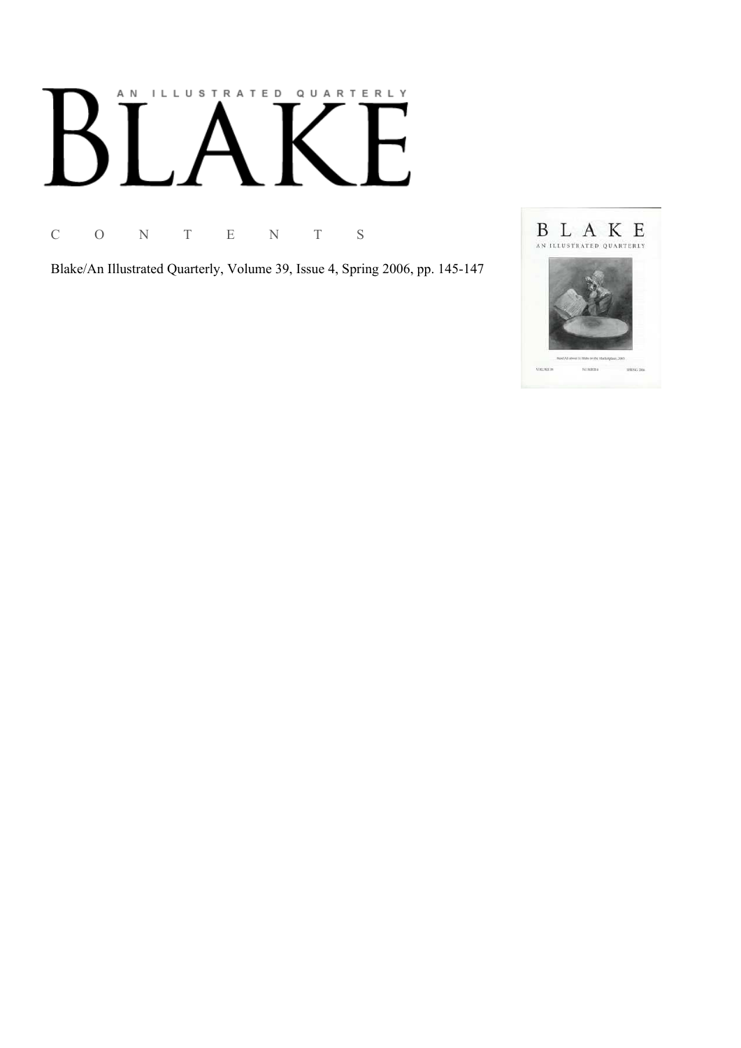# AN ILLUSTRATED QUARTERLY

# BLAKE

C O N T E N T S

Blake/An Illustrated Quarterly, Volume 39, Issue 4, Spring 2006, pp. 145-147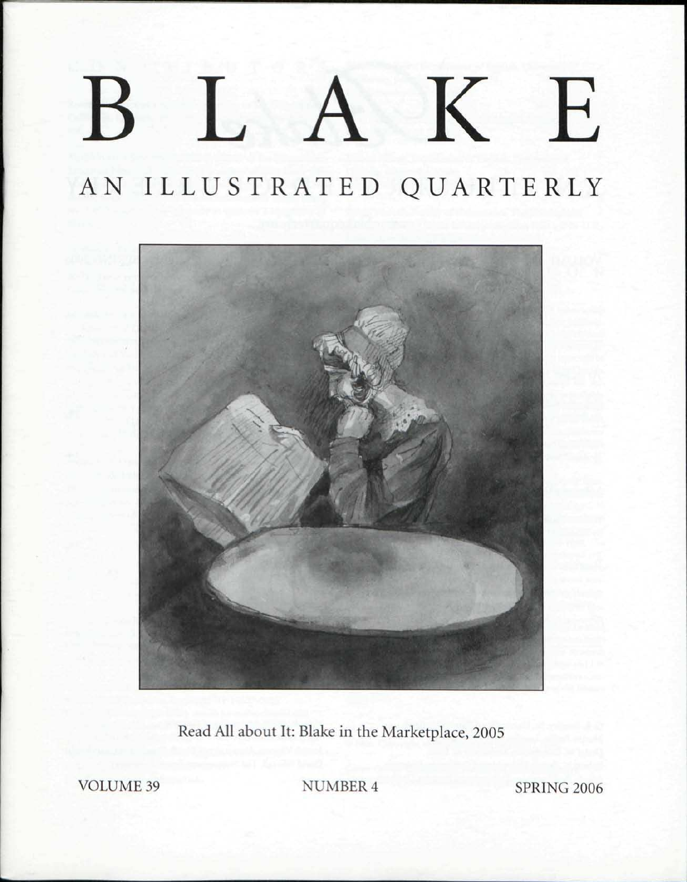# BLAKE

## AN ILLUSTRATED QUARTERLY

Read All about It: Blake in the Marketplace, 2005

VOLUME 39 NUMBER 4 SPRING 2006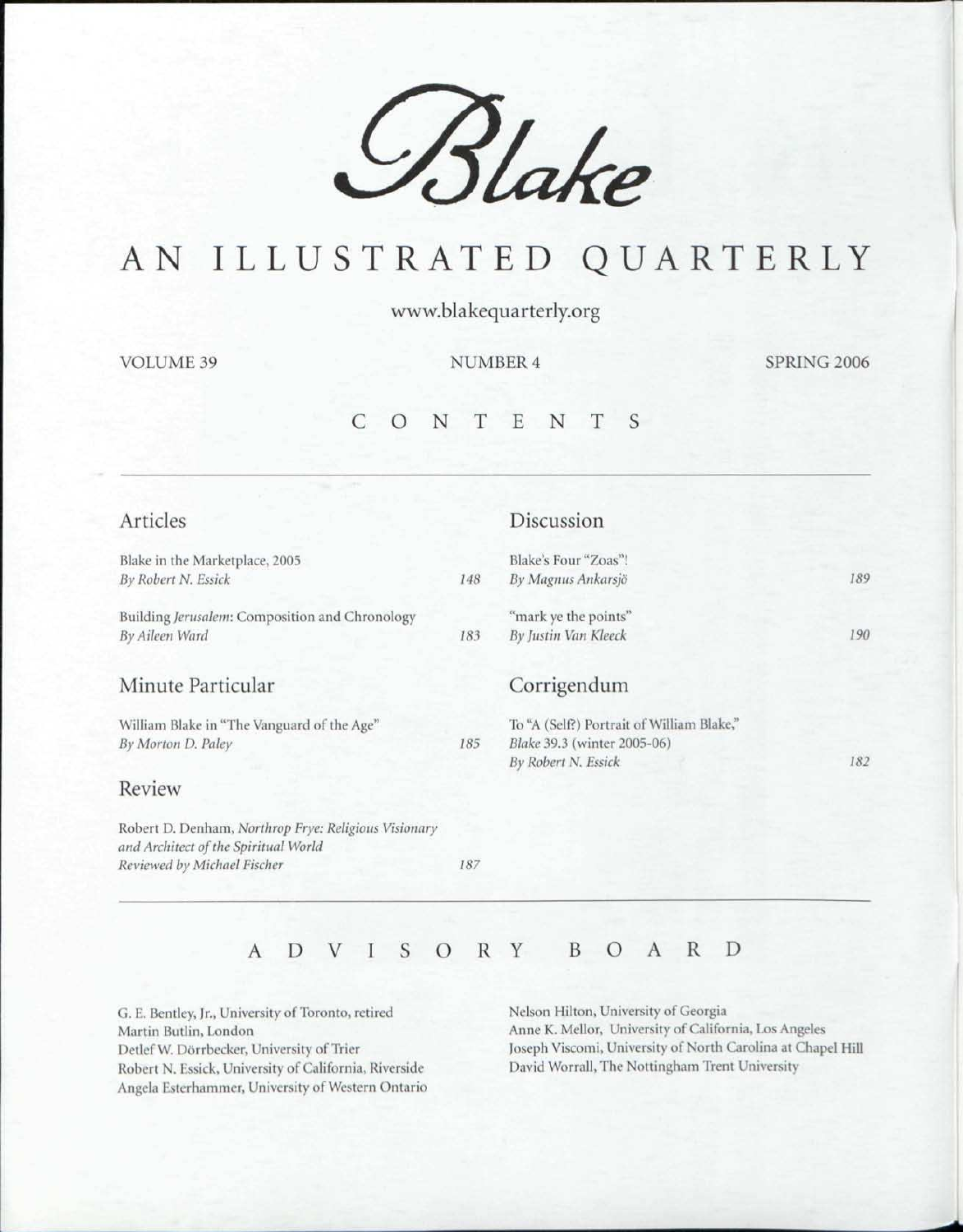# Blake

## AN ILLUSTRATED QUARTERLY

www.blakequarterly.org

VOLUME 39 NUMBER 4 SPRING 2006

## CONTENTS

### Articles

Blake in the Marketplace, 2005
*By Robert N. Essick* 148

Building *Jerusalem*: Composition and Chronology
*By Aileen Ward* 183

### Minute Particular

William Blake in "The Vanguard of the Age"
*By Morton D. Paley* 185

### Review

Robert D. Denham, *Northrop Frye: Religious Visionary and Architect of the Spiritual World*
*Reviewed by Michael Fischer* 187

### Discussion

Blake's Four "Zoas"!
*By Magnus Ankarsjö* 189

"mark ye the points"
*By Justin Van Kleeck* 190

### Corrigendum

To "A (Self?) Portrait of William Blake," *Blake* 39.3 (winter 2005-06)
*By Robert N. Essick* 182

## ADVISORY BOARD

G. E. Bentley, Jr., University of Toronto, retired
Martin Butlin, London
Detlef W. Dörrbecker, University of Trier
Robert N. Essick, University of California, Riverside
Angela Esterhammer, University of Western Ontario
Nelson Hilton, University of Georgia
Anne K. Mellor, University of California, Los Angeles
Joseph Viscomi, University of North Carolina at Chapel Hill
David Worrall, The Nottingham Trent University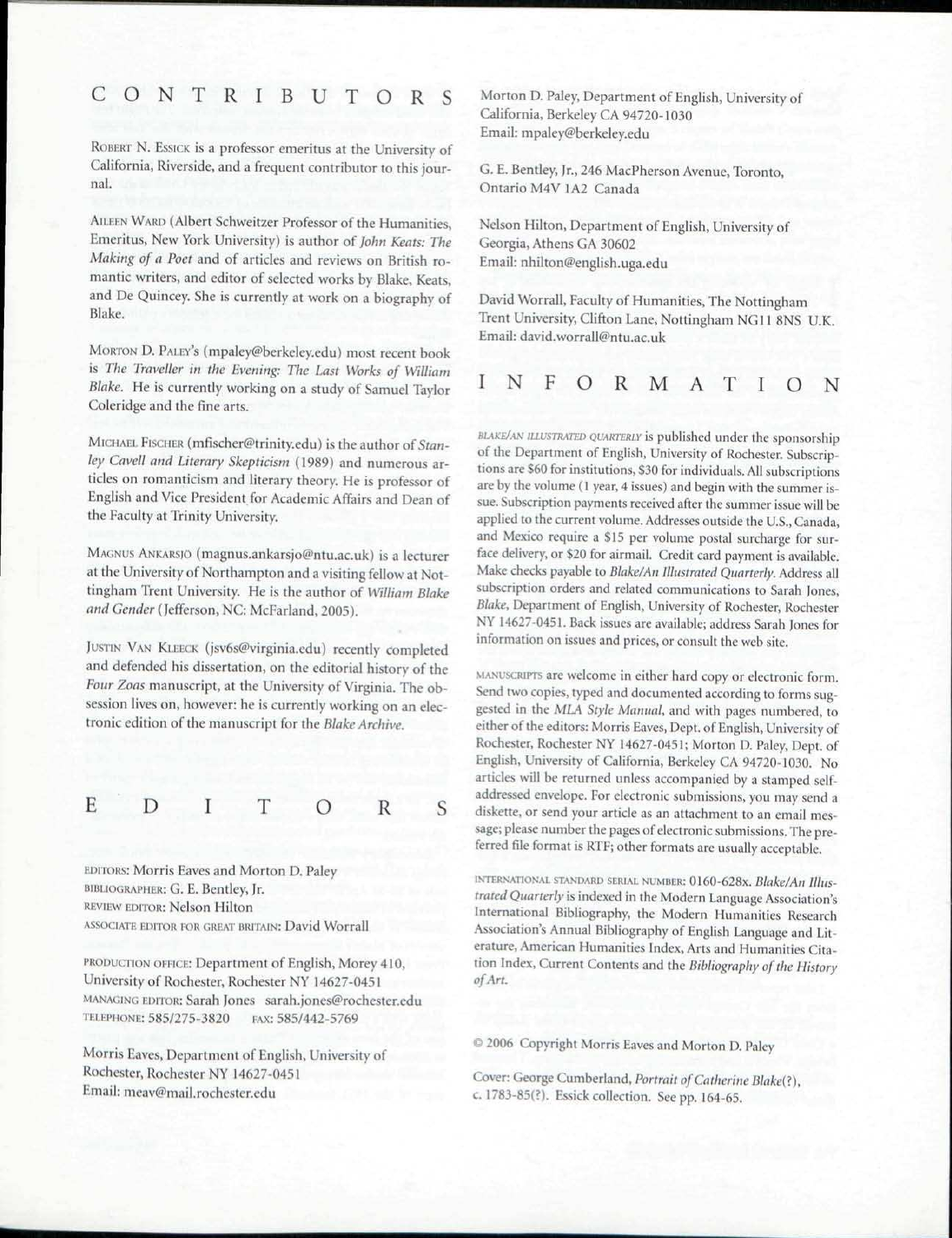## CONTRIBUTORS

Robert N. Essick is a professor emeritus at the University of California, Riverside, and a frequent contributor to this journal.

Aileen Ward (Albert Schweitzer Professor of the Humanities, Emeritus, New York University) is author of *John Keats: The Making of a Poet* and of articles and reviews on British romantic writers, and editor of selected works by Blake, Keats, and De Quincey. She is currently at work on a biography of Blake.

Morton D. Paley's (mpaley@berkeley.edu) most recent book is *The Traveller in the Evening: The Last Works of William Blake*. He is currently working on a study of Samuel Taylor Coleridge and the fine arts.

Michael Fischer (mfischer@trinity.edu) is the author of *Stanley Cavell and Literary Skepticism* (1989) and numerous articles on romanticism and literary theory. He is professor of English and Vice President for Academic Affairs and Dean of the Faculty at Trinity University.

Magnus Ankarsjo (magnus.ankarsjo@ntu.ac.uk) is a lecturer at the University of Northampton and a visiting fellow at Nottingham Trent University. He is the author of *William Blake and Gender* (Jefferson, NC: McFarland, 2005).

Justin Van Kleeck (jsv6s@virginia.edu) recently completed and defended his dissertation, on the editorial history of the *Four Zoas* manuscript, at the University of Virginia. The obsession lives on, however: he is currently working on an electronic edition of the manuscript for the *Blake Archive*.

## EDITORS

Editors: Morris Eaves and Morton D. Paley
Bibliographer: G. E. Bentley, Jr.
Review Editor: Nelson Hilton
Associate Editor for Great Britain: David Worrall

Production Office: Department of English, Morey 410, University of Rochester, Rochester NY 14627-0451
Managing Editor: Sarah Jones sarah.jones@rochester.edu
Telephone: 585/275-3820 Fax: 585/442-5769

Morris Eaves, Department of English, University of Rochester, Rochester NY 14627-0451
Email: meav@mail.rochester.edu

Morton D. Paley, Department of English, University of California, Berkeley CA 94720-1030
Email: mpaley@berkeley.edu

G. E. Bentley, Jr., 246 MacPherson Avenue, Toronto, Ontario M4V 1A2 Canada

Nelson Hilton, Department of English, University of Georgia, Athens GA 30602
Email: nhilton@english.uga.edu

David Worrall, Faculty of Humanities, The Nottingham Trent University, Clifton Lane, Nottingham NG11 8NS U.K.
Email: david.worrall@ntu.ac.uk

## INFORMATION

*Blake/An Illustrated Quarterly* is published under the sponsorship of the Department of English, University of Rochester. Subscriptions are $60 for institutions, $30 for individuals. All subscriptions are by the volume (1 year, 4 issues) and begin with the summer issue. Subscription payments received after the summer issue will be applied to the current volume. Addresses outside the U.S., Canada, and Mexico require a $15 per volume postal surcharge for surface delivery, or $20 for airmail. Credit card payment is available. Make checks payable to *Blake/An Illustrated Quarterly*. Address all subscription orders and related communications to Sarah Jones, *Blake*, Department of English, University of Rochester, Rochester NY 14627-0451. Back issues are available; address Sarah Jones for information on issues and prices, or consult the web site.

Manuscripts are welcome in either hard copy or electronic form. Send two copies, typed and documented according to forms suggested in the *MLA Style Manual*, and with pages numbered, to either of the editors: Morris Eaves, Dept. of English, University of Rochester, Rochester NY 14627-0451; Morton D. Paley, Dept. of English, University of California, Berkeley CA 94720-1030. No articles will be returned unless accompanied by a stamped self-addressed envelope. For electronic submissions, you may send a diskette, or send your article as an attachment to an email message; please number the pages of electronic submissions. The preferred file format is RTF; other formats are usually acceptable.

International Standard Serial Number: 0160-628x. *Blake/An Illustrated Quarterly* is indexed in the Modern Language Association's International Bibliography, the Modern Humanities Research Association's Annual Bibliography of English Language and Literature, American Humanities Index, Arts and Humanities Citation Index, Current Contents and the *Bibliography of the History of Art*.

© 2006 Copyright Morris Eaves and Morton D. Paley

Cover: George Cumberland, *Portrait of Catherine Blake*(?), c. 1783-85(?). Essick collection. See pp. 164-65.